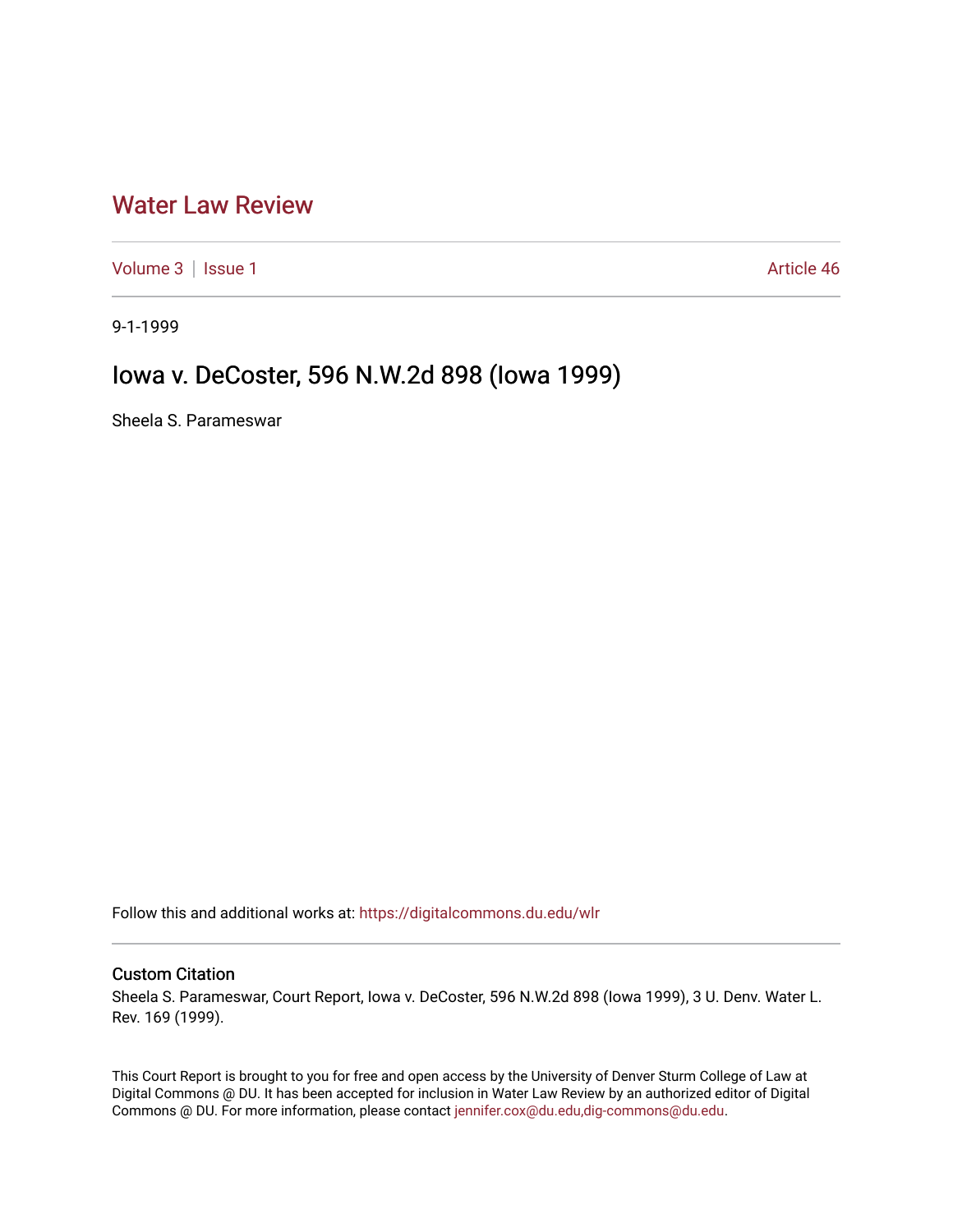# Water Law Review

Volume 3 | Issue 1 Article 46

9-1-1999

## Iowa v. DeCoster, 596 N.W.2d 898 (Iowa 1999)

Sheela S. Parameswar

Follow this and additional works at: https://digitalcommons.du.edu/wlr

### Custom Citation

Sheela S. Parameswar, Court Report, Iowa v. DeCoster, 596 N.W.2d 898 (Iowa 1999), 3 U. Denv. Water L. Rev. 169 (1999).

This Court Report is brought to you for free and open access by the University of Denver Sturm College of Law at Digital Commons @ DU. It has been accepted for inclusion in Water Law Review by an authorized editor of Digital Commons @ DU. For more information, please contact jennifer.cox@du.edu,dig-commons@du.edu.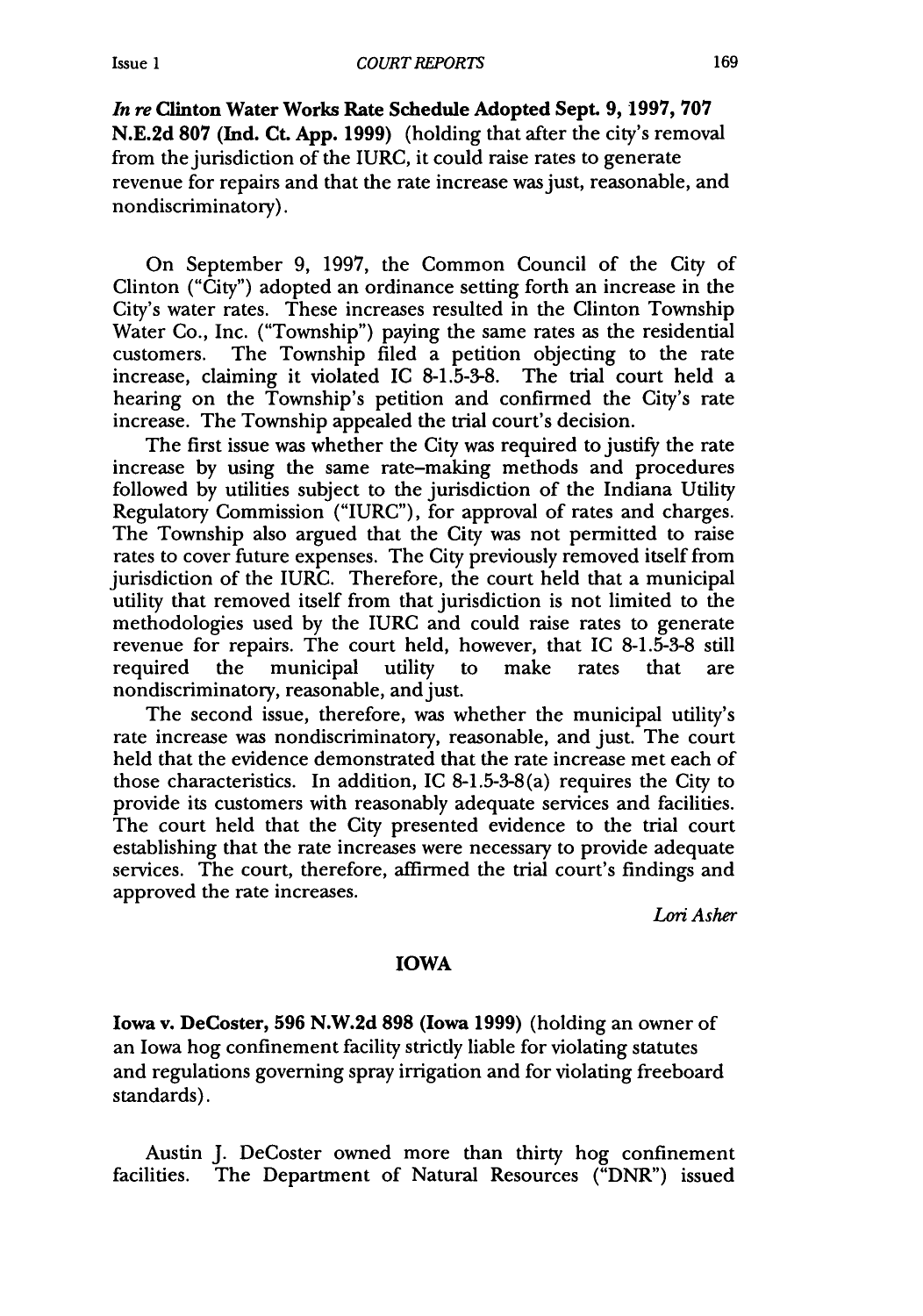***In re* Clinton Water Works Rate Schedule Adopted Sept. 9, 1997, 707 N.E.2d 807 (Ind. Ct. App. 1999)** (holding that after the city's removal from the jurisdiction of the IURC, it could raise rates to generate revenue for repairs and that the rate increase was just, reasonable, and nondiscriminatory).

On September 9, 1997, the Common Council of the City of Clinton ("City") adopted an ordinance setting forth an increase in the City's water rates. These increases resulted in the Clinton Township Water Co., Inc. ("Township") paying the same rates as the residential customers. The Township filed a petition objecting to the rate increase, claiming it violated IC 8-1.5-3-8. The trial court held a hearing on the Township's petition and confirmed the City's rate increase. The Township appealed the trial court's decision.

The first issue was whether the City was required to justify the rate increase by using the same rate-making methods and procedures followed by utilities subject to the jurisdiction of the Indiana Utility Regulatory Commission ("IURC"), for approval of rates and charges. The Township also argued that the City was not permitted to raise rates to cover future expenses. The City previously removed itself from jurisdiction of the IURC. Therefore, the court held that a municipal utility that removed itself from that jurisdiction is not limited to the methodologies used by the IURC and could raise rates to generate revenue for repairs. The court held, however, that IC 8-1.5-3-8 still required the municipal utility to make rates that are nondiscriminatory, reasonable, and just.

The second issue, therefore, was whether the municipal utility's rate increase was nondiscriminatory, reasonable, and just. The court held that the evidence demonstrated that the rate increase met each of those characteristics. In addition, IC 8-1.5-3-8(a) requires the City to provide its customers with reasonably adequate services and facilities. The court held that the City presented evidence to the trial court establishing that the rate increases were necessary to provide adequate services. The court, therefore, affirmed the trial court's findings and approved the rate increases.

*Lori Asher*

## IOWA

**Iowa v. DeCoster, 596 N.W.2d 898 (Iowa 1999)** (holding an owner of an Iowa hog confinement facility strictly liable for violating statutes and regulations governing spray irrigation and for violating freeboard standards).

Austin J. DeCoster owned more than thirty hog confinement facilities. The Department of Natural Resources ("DNR") issued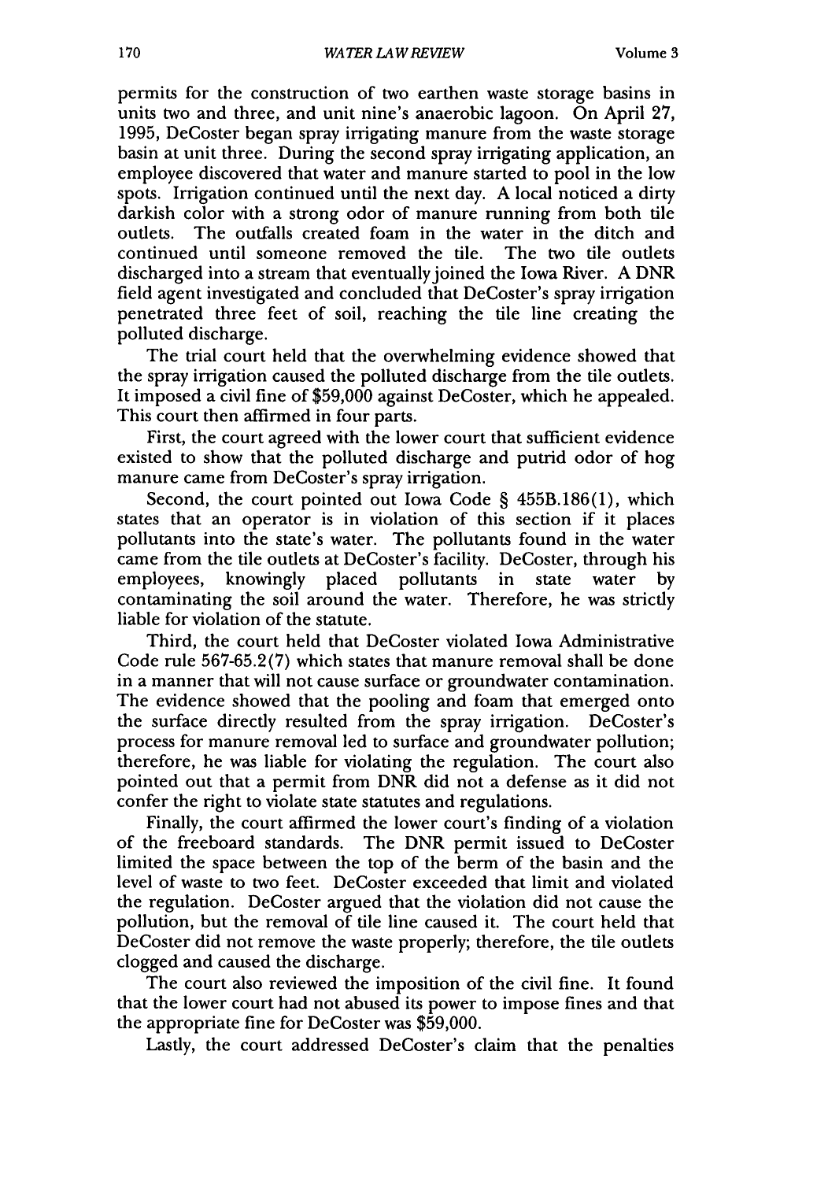permits for the construction of two earthen waste storage basins in units two and three, and unit nine's anaerobic lagoon. On April 27, 1995, DeCoster began spray irrigating manure from the waste storage basin at unit three. During the second spray irrigating application, an employee discovered that water and manure started to pool in the low spots. Irrigation continued until the next day. A local noticed a dirty darkish color with a strong odor of manure running from both tile outlets. The outfalls created foam in the water in the ditch and continued until someone removed the tile. The two tile outlets discharged into a stream that eventually joined the Iowa River. A DNR field agent investigated and concluded that DeCoster's spray irrigation penetrated three feet of soil, reaching the tile line creating the polluted discharge.

The trial court held that the overwhelming evidence showed that the spray irrigation caused the polluted discharge from the tile outlets. It imposed a civil fine of $59,000 against DeCoster, which he appealed. This court then affirmed in four parts.

First, the court agreed with the lower court that sufficient evidence existed to show that the polluted discharge and putrid odor of hog manure came from DeCoster's spray irrigation.

Second, the court pointed out Iowa Code § 455B.186(1), which states that an operator is in violation of this section if it places pollutants into the state's water. The pollutants found in the water came from the tile outlets at DeCoster's facility. DeCoster, through his employees, knowingly placed pollutants in state water by contaminating the soil around the water. Therefore, he was strictly liable for violation of the statute.

Third, the court held that DeCoster violated Iowa Administrative Code rule 567-65.2(7) which states that manure removal shall be done in a manner that will not cause surface or groundwater contamination. The evidence showed that the pooling and foam that emerged onto the surface directly resulted from the spray irrigation. DeCoster's process for manure removal led to surface and groundwater pollution; therefore, he was liable for violating the regulation. The court also pointed out that a permit from DNR did not a defense as it did not confer the right to violate state statutes and regulations.

Finally, the court affirmed the lower court's finding of a violation of the freeboard standards. The DNR permit issued to DeCoster limited the space between the top of the berm of the basin and the level of waste to two feet. DeCoster exceeded that limit and violated the regulation. DeCoster argued that the violation did not cause the pollution, but the removal of tile line caused it. The court held that DeCoster did not remove the waste properly; therefore, the tile outlets clogged and caused the discharge.

The court also reviewed the imposition of the civil fine. It found that the lower court had not abused its power to impose fines and that the appropriate fine for DeCoster was $59,000.

Lastly, the court addressed DeCoster's claim that the penalties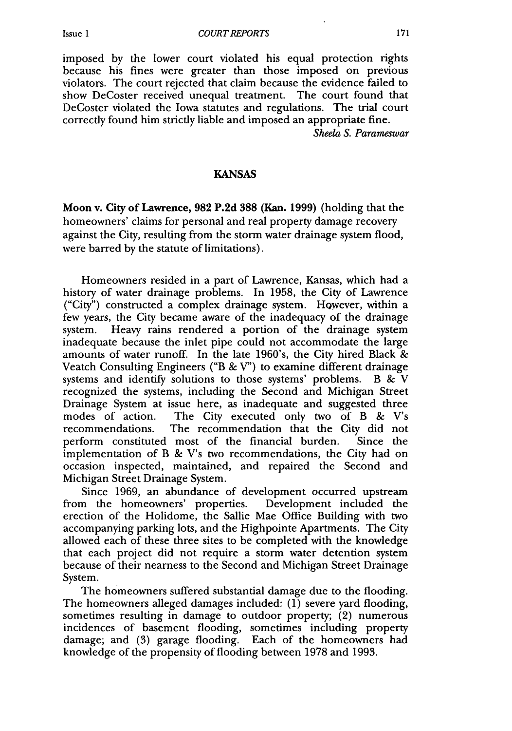imposed by the lower court violated his equal protection rights because his fines were greater than those imposed on previous violators. The court rejected that claim because the evidence failed to show DeCoster received unequal treatment. The court found that DeCoster violated the Iowa statutes and regulations. The trial court correctly found him strictly liable and imposed an appropriate fine.

*Sheela S. Parameswar*

## KANSAS

**Moon v. City of Lawrence, 982 P.2d 388 (Kan. 1999)** (holding that the homeowners' claims for personal and real property damage recovery against the City, resulting from the storm water drainage system flood, were barred by the statute of limitations).

Homeowners resided in a part of Lawrence, Kansas, which had a history of water drainage problems. In 1958, the City of Lawrence ("City") constructed a complex drainage system. However, within a few years, the City became aware of the inadequacy of the drainage system. Heavy rains rendered a portion of the drainage system inadequate because the inlet pipe could not accommodate the large amounts of water runoff. In the late 1960's, the City hired Black & Veatch Consulting Engineers ("B & V") to examine different drainage systems and identify solutions to those systems' problems. B & V recognized the systems, including the Second and Michigan Street Drainage System at issue here, as inadequate and suggested three modes of action. The City executed only two of B & V's recommendations. The recommendation that the City did not perform constituted most of the financial burden. Since the implementation of B & V's two recommendations, the City had on occasion inspected, maintained, and repaired the Second and Michigan Street Drainage System.

Since 1969, an abundance of development occurred upstream from the homeowners' properties. Development included the erection of the Holidome, the Sallie Mae Office Building with two accompanying parking lots, and the Highpointe Apartments. The City allowed each of these three sites to be completed with the knowledge that each project did not require a storm water detention system because of their nearness to the Second and Michigan Street Drainage System.

The homeowners suffered substantial damage due to the flooding. The homeowners alleged damages included: (1) severe yard flooding, sometimes resulting in damage to outdoor property; (2) numerous incidences of basement flooding, sometimes including property damage; and (3) garage flooding. Each of the homeowners had knowledge of the propensity of flooding between 1978 and 1993.